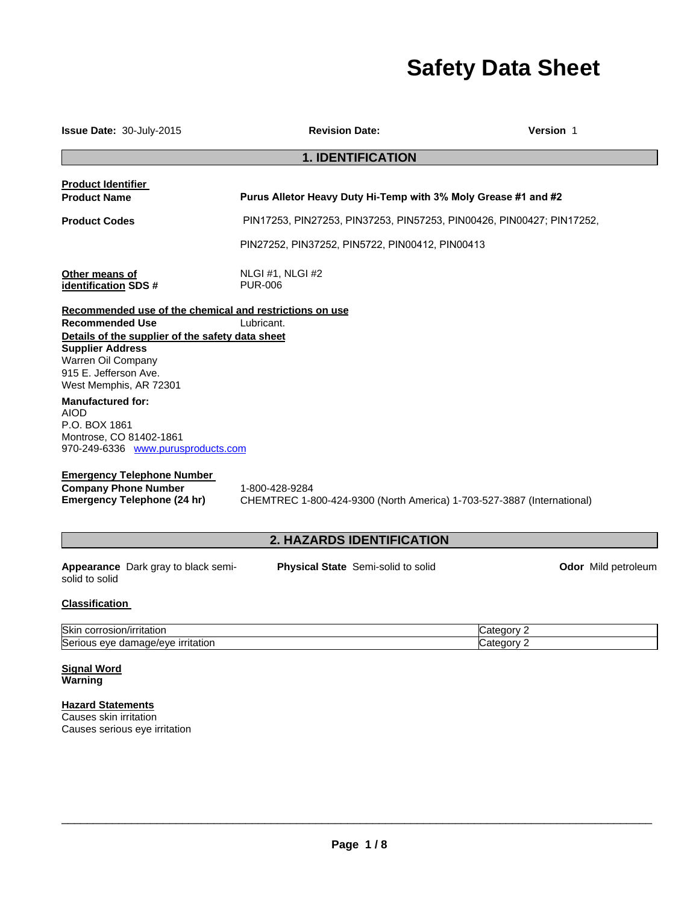# Safety Data Sheet

**Issue Date:** 30-July-2015 **Revision Date:** **Version** 1

## 1. IDENTIFICATION

**Product Identifier**

**Product Name** **Purus Alletor Heavy Duty Hi-Temp with 3% Moly Grease #1 and #2**

**Product Codes** PIN17253, PIN27253, PIN37253, PIN57253, PIN00426, PIN00427; PIN17252, PIN27252, PIN37252, PIN5722, PIN00412, PIN00413

**Other means of identification** NLGI #1, NLGI #2
**SDS #** PUR-006

**Recommended use of the chemical and restrictions on use**

**Recommended Use** Lubricant.

**Details of the supplier of the safety data sheet**

**Supplier Address**
Warren Oil Company
915 E. Jefferson Ave.
West Memphis, AR 72301

**Manufactured for:**
AIOD
P.O. BOX 1861
Montrose, CO 81402-1861
970-249-6336 www.purusproducts.com

**Emergency Telephone Number**

**Company Phone Number** 1-800-428-9284
**Emergency Telephone (24 hr)** CHEMTREC 1-800-424-9300 (North America) 1-703-527-3887 (International)

## 2. HAZARDS IDENTIFICATION

**Appearance** Dark gray to black semi-solid to solid **Physical State** Semi-solid to solid **Odor** Mild petroleum

**Classification**

| Hazard | Category |
|---|---|
| Skin corrosion/irritation | Category 2 |
| Serious eye damage/eye irritation | Category 2 |

**Signal Word**
**Warning**

**Hazard Statements**
Causes skin irritation
Causes serious eye irritation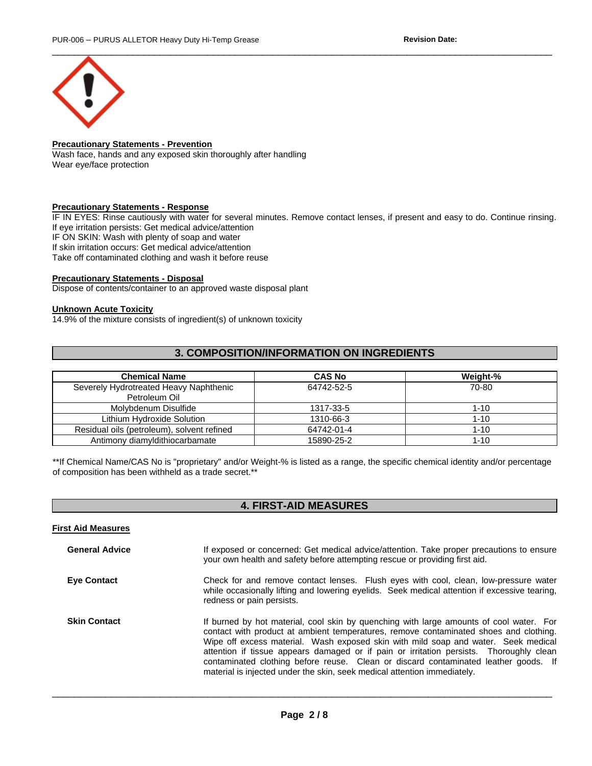**Precautionary Statements - Prevention**

Wash face, hands and any exposed skin thoroughly after handling
Wear eye/face protection

**Precautionary Statements - Response**

IF IN EYES: Rinse cautiously with water for several minutes. Remove contact lenses, if present and easy to do. Continue rinsing.
If eye irritation persists: Get medical advice/attention
IF ON SKIN: Wash with plenty of soap and water
If skin irritation occurs: Get medical advice/attention
Take off contaminated clothing and wash it before reuse

**Precautionary Statements - Disposal**

Dispose of contents/container to an approved waste disposal plant

**Unknown Acute Toxicity**

14.9% of the mixture consists of ingredient(s) of unknown toxicity

## 3. COMPOSITION/INFORMATION ON INGREDIENTS

| Chemical Name | CAS No | Weight-% |
|---|---|---|
| Severely Hydrotreated Heavy Naphthenic Petroleum Oil | 64742-52-5 | 70-80 |
| Molybdenum Disulfide | 1317-33-5 | 1-10 |
| Lithium Hydroxide Solution | 1310-66-3 | 1-10 |
| Residual oils (petroleum), solvent refined | 64742-01-4 | 1-10 |
| Antimony diamyldithiocarbamate | 15890-25-2 | 1-10 |

**If Chemical Name/CAS No is "proprietary" and/or Weight-% is listed as a range, the specific chemical identity and/or percentage of composition has been withheld as a trade secret.**

## 4. FIRST-AID MEASURES

**First Aid Measures**

**General Advice**
If exposed or concerned: Get medical advice/attention. Take proper precautions to ensure your own health and safety before attempting rescue or providing first aid.

**Eye Contact**
Check for and remove contact lenses. Flush eyes with cool, clean, low-pressure water while occasionally lifting and lowering eyelids. Seek medical attention if excessive tearing, redness or pain persists.

**Skin Contact**
If burned by hot material, cool skin by quenching with large amounts of cool water. For contact with product at ambient temperatures, remove contaminated shoes and clothing. Wipe off excess material. Wash exposed skin with mild soap and water. Seek medical attention if tissue appears damaged or if pain or irritation persists. Thoroughly clean contaminated clothing before reuse. Clean or discard contaminated leather goods. If material is injected under the skin, seek medical attention immediately.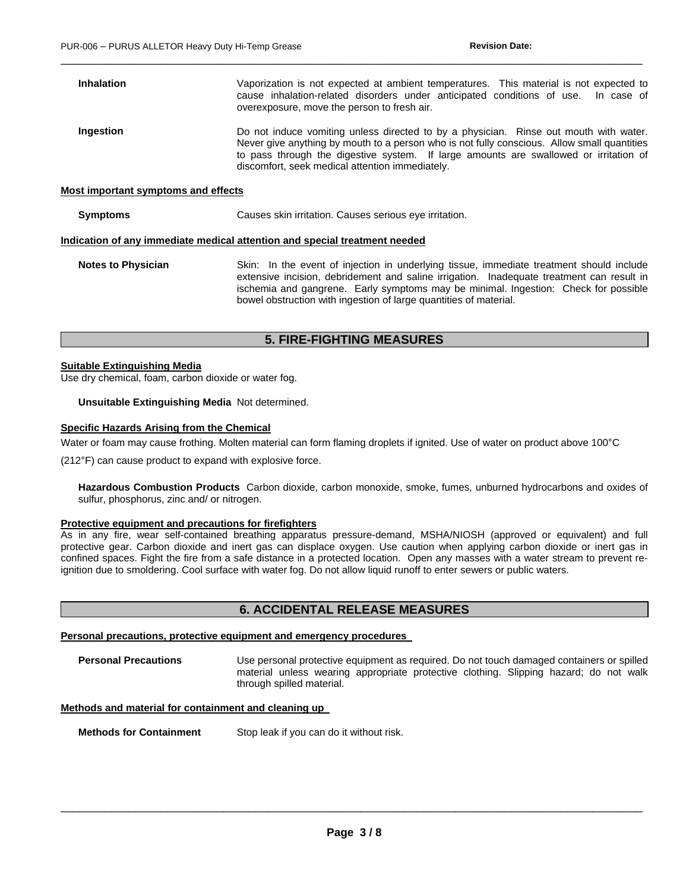**Inhalation**

Vaporization is not expected at ambient temperatures. This material is not expected to cause inhalation-related disorders under anticipated conditions of use. In case of overexposure, move the person to fresh air.

**Ingestion**

Do not induce vomiting unless directed to by a physician. Rinse out mouth with water. Never give anything by mouth to a person who is not fully conscious. Allow small quantities to pass through the digestive system. If large amounts are swallowed or irritation of discomfort, seek medical attention immediately.

**Most important symptoms and effects**

**Symptoms**

Causes skin irritation. Causes serious eye irritation.

**Indication of any immediate medical attention and special treatment needed**

**Notes to Physician**

Skin: In the event of injection in underlying tissue, immediate treatment should include extensive incision, debridement and saline irrigation. Inadequate treatment can result in ischemia and gangrene. Early symptoms may be minimal. Ingestion: Check for possible bowel obstruction with ingestion of large quantities of material.

## 5. FIRE-FIGHTING MEASURES

**Suitable Extinguishing Media**

Use dry chemical, foam, carbon dioxide or water fog.

**Unsuitable Extinguishing Media** Not determined.

**Specific Hazards Arising from the Chemical**

Water or foam may cause frothing. Molten material can form flaming droplets if ignited. Use of water on product above 100°C (212°F) can cause product to expand with explosive force.

**Hazardous Combustion Products** Carbon dioxide, carbon monoxide, smoke, fumes, unburned hydrocarbons and oxides of sulfur, phosphorus, zinc and/ or nitrogen.

**Protective equipment and precautions for firefighters**

As in any fire, wear self-contained breathing apparatus pressure-demand, MSHA/NIOSH (approved or equivalent) and full protective gear. Carbon dioxide and inert gas can displace oxygen. Use caution when applying carbon dioxide or inert gas in confined spaces. Fight the fire from a safe distance in a protected location. Open any masses with a water stream to prevent re-ignition due to smoldering. Cool surface with water fog. Do not allow liquid runoff to enter sewers or public waters.

## 6. ACCIDENTAL RELEASE MEASURES

**Personal precautions, protective equipment and emergency procedures**

**Personal Precautions**

Use personal protective equipment as required. Do not touch damaged containers or spilled material unless wearing appropriate protective clothing. Slipping hazard; do not walk through spilled material.

**Methods and material for containment and cleaning up**

**Methods for Containment**

Stop leak if you can do it without risk.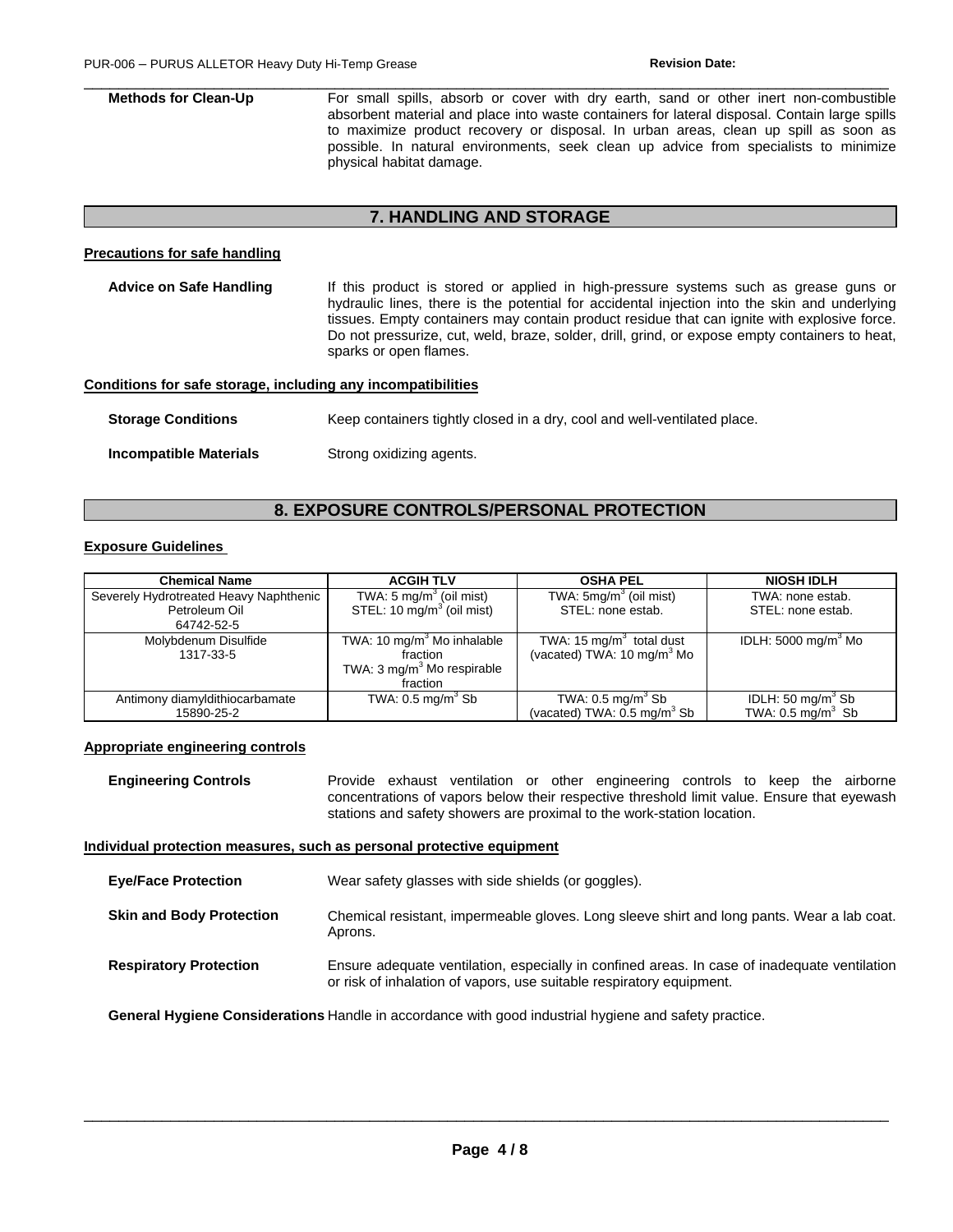**Methods for Clean-Up**

For small spills, absorb or cover with dry earth, sand or other inert non-combustible absorbent material and place into waste containers for lateral disposal. Contain large spills to maximize product recovery or disposal. In urban areas, clean up spill as soon as possible. In natural environments, seek clean up advice from specialists to minimize physical habitat damage.

## 7. HANDLING AND STORAGE

### Precautions for safe handling

**Advice on Safe Handling**

If this product is stored or applied in high-pressure systems such as grease guns or hydraulic lines, there is the potential for accidental injection into the skin and underlying tissues. Empty containers may contain product residue that can ignite with explosive force. Do not pressurize, cut, weld, braze, solder, drill, grind, or expose empty containers to heat, sparks or open flames.

### Conditions for safe storage, including any incompatibilities

**Storage Conditions**

Keep containers tightly closed in a dry, cool and well-ventilated place.

**Incompatible Materials**

Strong oxidizing agents.

## 8. EXPOSURE CONTROLS/PERSONAL PROTECTION

### Exposure Guidelines

| Chemical Name | ACGIH TLV | OSHA PEL | NIOSH IDLH |
|---|---|---|---|
| Severely Hydrotreated Heavy Naphthenic Petroleum Oil 64742-52-5 | TWA: 5 mg/m$^3$ (oil mist) STEL: 10 mg/m$^3$ (oil mist) | TWA: 5mg/m$^3$ (oil mist) STEL: none estab. | TWA: none estab. STEL: none estab. |
| Molybdenum Disulfide 1317-33-5 | TWA: 10 mg/m$^3$ Mo inhalable fraction TWA: 3 mg/m$^3$ Mo respirable fraction | TWA: 15 mg/m$^3$ total dust (vacated) TWA: 10 mg/m$^3$ Mo | IDLH: 5000 mg/m$^3$ Mo |
| Antimony diamyldithiocarbamate 15890-25-2 | TWA: 0.5 mg/m$^3$ Sb | TWA: 0.5 mg/m$^3$ Sb (vacated) TWA: 0.5 mg/m$^3$ Sb | IDLH: 50 mg/m$^3$ Sb TWA: 0.5 mg/m$^3$ Sb |

### Appropriate engineering controls

**Engineering Controls**

Provide exhaust ventilation or other engineering controls to keep the airborne concentrations of vapors below their respective threshold limit value. Ensure that eyewash stations and safety showers are proximal to the work-station location.

### Individual protection measures, such as personal protective equipment

**Eye/Face Protection**

Wear safety glasses with side shields (or goggles).

**Skin and Body Protection**

Chemical resistant, impermeable gloves. Long sleeve shirt and long pants. Wear a lab coat. Aprons.

**Respiratory Protection**

Ensure adequate ventilation, especially in confined areas. In case of inadequate ventilation or risk of inhalation of vapors, use suitable respiratory equipment.

**General Hygiene Considerations**

Handle in accordance with good industrial hygiene and safety practice.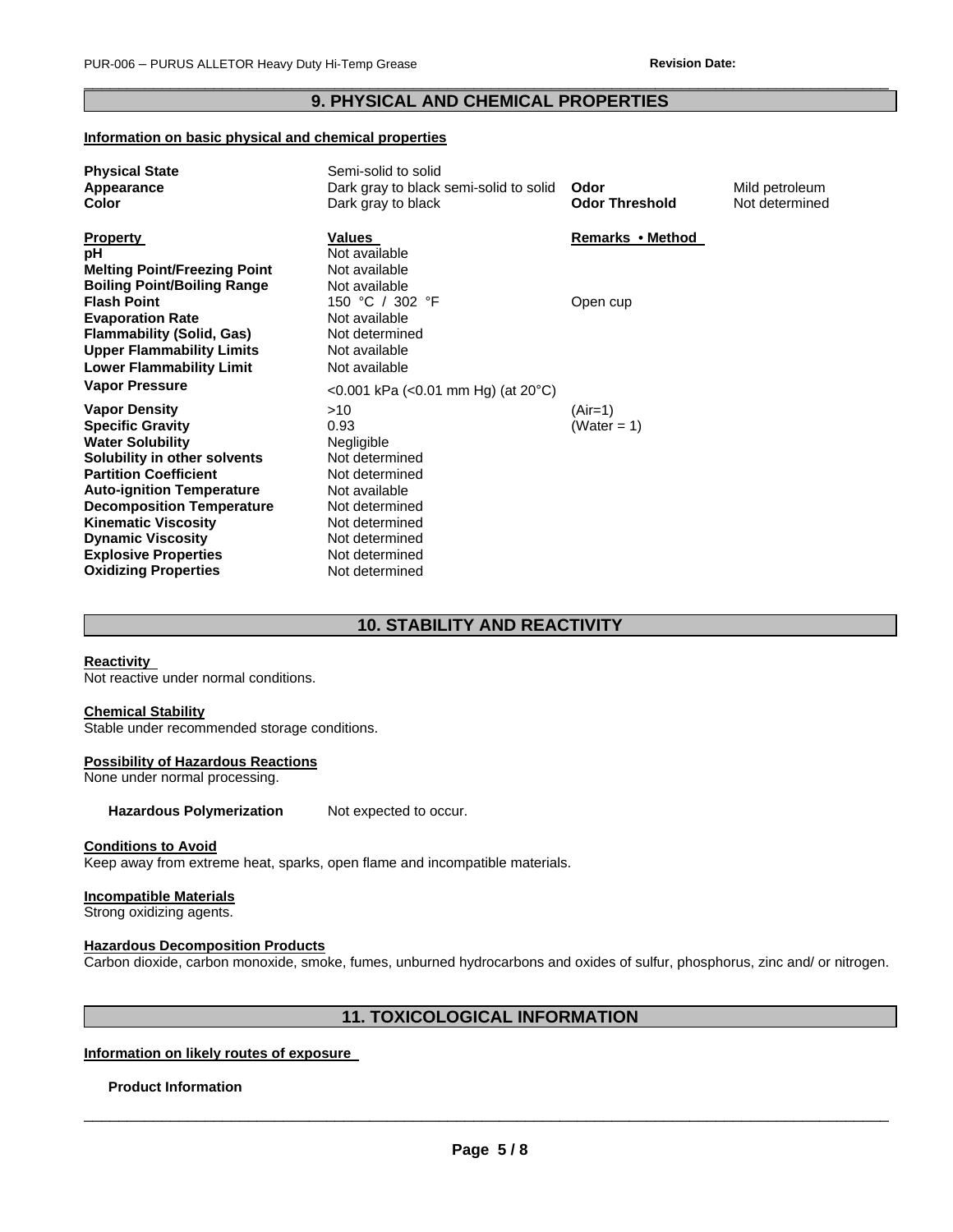## 9. PHYSICAL AND CHEMICAL PROPERTIES

**Information on basic physical and chemical properties**

| | | | |
|---|---|---|---|
| **Physical State** | Semi-solid to solid | | |
| **Appearance** | Dark gray to black semi-solid to solid | **Odor** | Mild petroleum |
| **Color** | Dark gray to black | **Odor Threshold** | Not determined |

| **Property** | **Values** | **Remarks • Method** |
|---|---|---|
| **pH** | Not available | |
| **Melting Point/Freezing Point** | Not available | |
| **Boiling Point/Boiling Range** | Not available | |
| **Flash Point** | 150 °C / 302 °F | Open cup |
| **Evaporation Rate** | Not available | |
| **Flammability (Solid, Gas)** | Not determined | |
| **Upper Flammability Limits** | Not available | |
| **Lower Flammability Limit** | Not available | |
| **Vapor Pressure** | <0.001 kPa (<0.01 mm Hg) (at 20°C) | |
| **Vapor Density** | >10 | (Air=1) |
| **Specific Gravity** | 0.93 | (Water = 1) |
| **Water Solubility** | Negligible | |
| **Solubility in other solvents** | Not determined | |
| **Partition Coefficient** | Not determined | |
| **Auto-ignition Temperature** | Not available | |
| **Decomposition Temperature** | Not determined | |
| **Kinematic Viscosity** | Not determined | |
| **Dynamic Viscosity** | Not determined | |
| **Explosive Properties** | Not determined | |
| **Oxidizing Properties** | Not determined | |

## 10. STABILITY AND REACTIVITY

**Reactivity**
Not reactive under normal conditions.

**Chemical Stability**
Stable under recommended storage conditions.

**Possibility of Hazardous Reactions**
None under normal processing.

**Hazardous Polymerization** Not expected to occur.

**Conditions to Avoid**
Keep away from extreme heat, sparks, open flame and incompatible materials.

**Incompatible Materials**
Strong oxidizing agents.

**Hazardous Decomposition Products**
Carbon dioxide, carbon monoxide, smoke, fumes, unburned hydrocarbons and oxides of sulfur, phosphorus, zinc and/ or nitrogen.

## 11. TOXICOLOGICAL INFORMATION

**Information on likely routes of exposure**

**Product Information**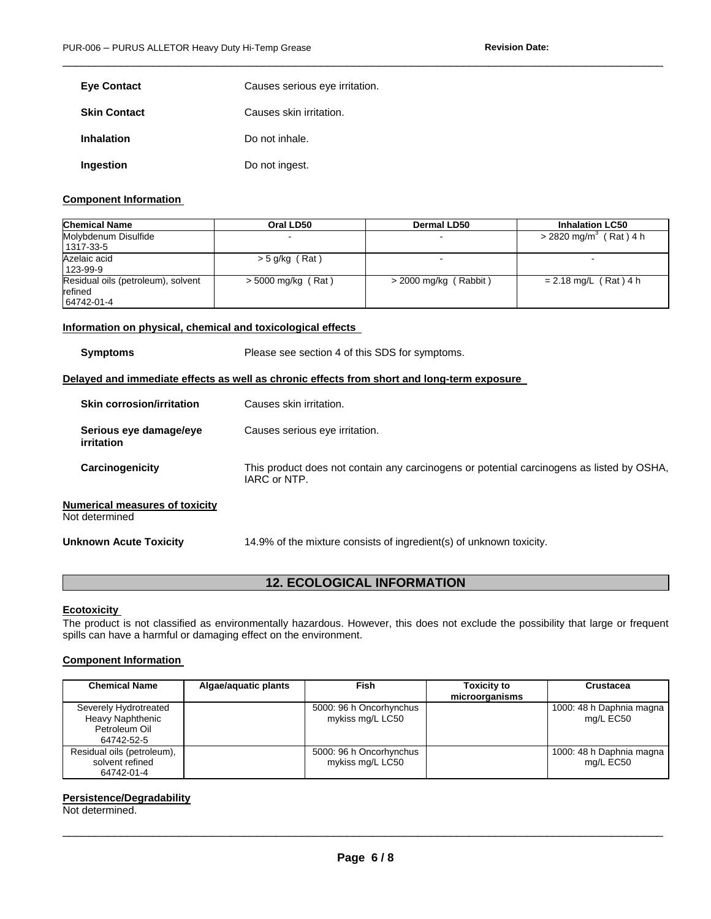| | |
|---|---|
| **Eye Contact** | Causes serious eye irritation. |
| **Skin Contact** | Causes skin irritation. |
| **Inhalation** | Do not inhale. |
| **Ingestion** | Do not ingest. |

**Component Information**

| Chemical Name | Oral LD50 | Dermal LD50 | Inhalation LC50 |
|---|---|---|---|
| Molybdenum Disulfide 1317-33-5 | - | - | > 2820 mg/m$^3$ ( Rat ) 4 h |
| Azelaic acid 123-99-9 | > 5 g/kg ( Rat ) | - | - |
| Residual oils (petroleum), solvent refined 64742-01-4 | > 5000 mg/kg ( Rat ) | > 2000 mg/kg ( Rabbit ) | = 2.18 mg/L ( Rat ) 4 h |

**Information on physical, chemical and toxicological effects**

| | |
|---|---|
| **Symptoms** | Please see section 4 of this SDS for symptoms. |

**Delayed and immediate effects as well as chronic effects from short and long-term exposure**

| | |
|---|---|
| **Skin corrosion/irritation** | Causes skin irritation. |
| **Serious eye damage/eye irritation** | Causes serious eye irritation. |
| **Carcinogenicity** | This product does not contain any carcinogens or potential carcinogens as listed by OSHA, IARC or NTP. |

**Numerical measures of toxicity**
Not determined

**Unknown Acute Toxicity** 14.9% of the mixture consists of ingredient(s) of unknown toxicity.

## 12. ECOLOGICAL INFORMATION

**Ecotoxicity**

The product is not classified as environmentally hazardous. However, this does not exclude the possibility that large or frequent spills can have a harmful or damaging effect on the environment.

**Component Information**

| Chemical Name | Algae/aquatic plants | Fish | Toxicity to microorganisms | Crustacea |
|---|---|---|---|---|
| Severely Hydrotreated Heavy Naphthenic Petroleum Oil 64742-52-5 | | 5000: 96 h Oncorhynchus mykiss mg/L LC50 | | 1000: 48 h Daphnia magna mg/L EC50 |
| Residual oils (petroleum), solvent refined 64742-01-4 | | 5000: 96 h Oncorhynchus mykiss mg/L LC50 | | 1000: 48 h Daphnia magna mg/L EC50 |

**Persistence/Degradability**
Not determined.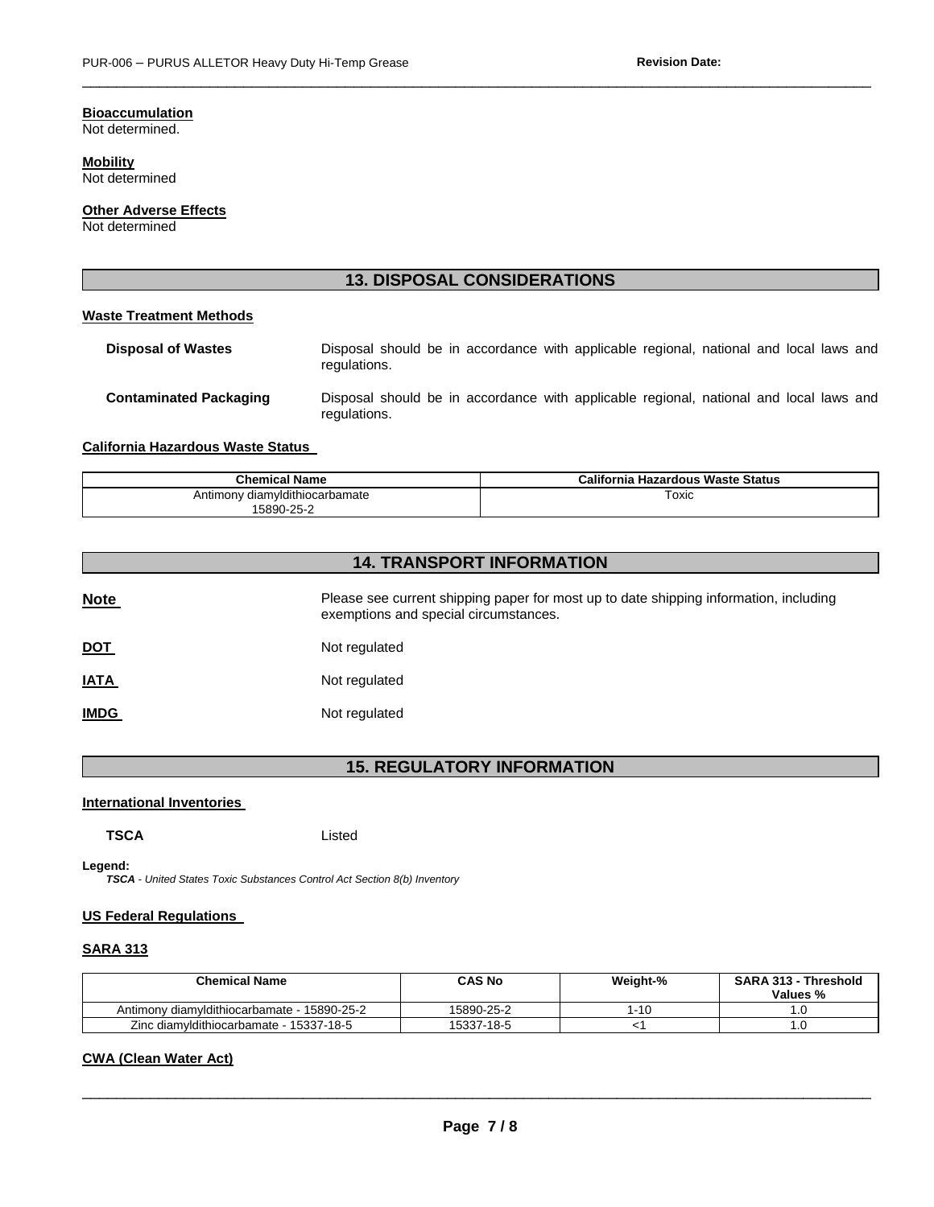**Bioaccumulation**
Not determined.

**Mobility**
Not determined

**Other Adverse Effects**
Not determined

## 13. DISPOSAL CONSIDERATIONS

**Waste Treatment Methods**

**Disposal of Wastes** Disposal should be in accordance with applicable regional, national and local laws and regulations.

**Contaminated Packaging** Disposal should be in accordance with applicable regional, national and local laws and regulations.

**California Hazardous Waste Status**

| Chemical Name | California Hazardous Waste Status |
|---|---|
| Antimony diamyldithiocarbamate 15890-25-2 | Toxic |

## 14. TRANSPORT INFORMATION

**Note** Please see current shipping paper for most up to date shipping information, including exemptions and special circumstances.

**DOT** Not regulated

**IATA** Not regulated

**IMDG** Not regulated

## 15. REGULATORY INFORMATION

**International Inventories**

**TSCA** Listed

**Legend:**
*TSCA - United States Toxic Substances Control Act Section 8(b) Inventory*

**US Federal Regulations**

**SARA 313**

| Chemical Name | CAS No | Weight-% | SARA 313 - Threshold Values % |
|---|---|---|---|
| Antimony diamyldithiocarbamate - 15890-25-2 | 15890-25-2 | 1-10 | 1.0 |
| Zinc diamyldithiocarbamate - 15337-18-5 | 15337-18-5 | <1 | 1.0 |

**CWA (Clean Water Act)**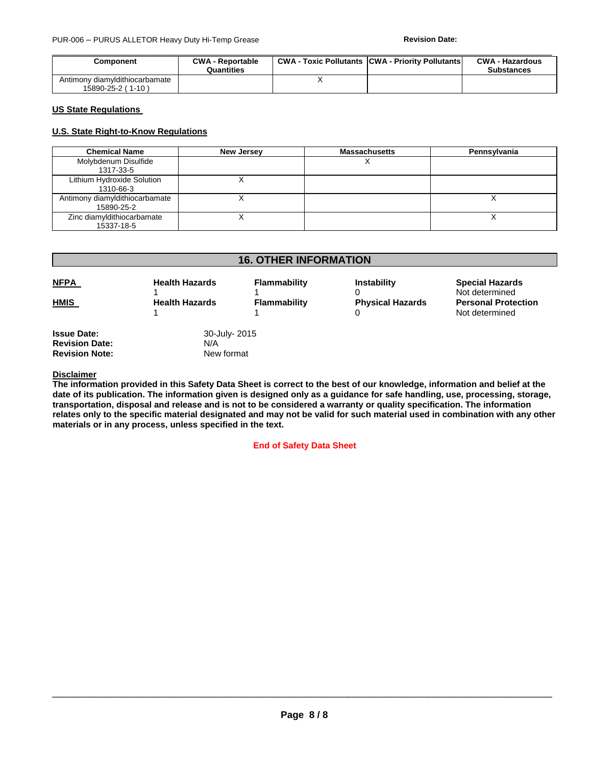| Component | CWA - Reportable Quantities | CWA - Toxic Pollutants | CWA - Priority Pollutants | CWA - Hazardous Substances |
|---|---|---|---|---|
| Antimony diamyldithiocarbamate 15890-25-2 ( 1-10 ) | | X | | |

**US State Regulations**

**U.S. State Right-to-Know Regulations**

| Chemical Name | New Jersey | Massachusetts | Pennsylvania |
|---|---|---|---|
| Molybdenum Disulfide 1317-33-5 | | X | |
| Lithium Hydroxide Solution 1310-66-3 | X | | |
| Antimony diamyldithiocarbamate 15890-25-2 | X | | X |
| Zinc diamyldithiocarbamate 15337-18-5 | X | | X |

## 16. OTHER INFORMATION

| | | | | |
|---|---|---|---|---|
| **NFPA** | **Health Hazards** 1 | **Flammability** 1 | **Instability** 0 | **Special Hazards** Not determined |
| **HMIS** | **Health Hazards** 1 | **Flammability** 1 | **Physical Hazards** 0 | **Personal Protection** Not determined |

**Issue Date:** 30-July- 2015
**Revision Date:** N/A
**Revision Note:** New format

**Disclaimer**

**The information provided in this Safety Data Sheet is correct to the best of our knowledge, information and belief at the date of its publication. The information given is designed only as a guidance for safe handling, use, processing, storage, transportation, disposal and release and is not to be considered a warranty or quality specification. The information relates only to the specific material designated and may not be valid for such material used in combination with any other materials or in any process, unless specified in the text.**

**End of Safety Data Sheet**